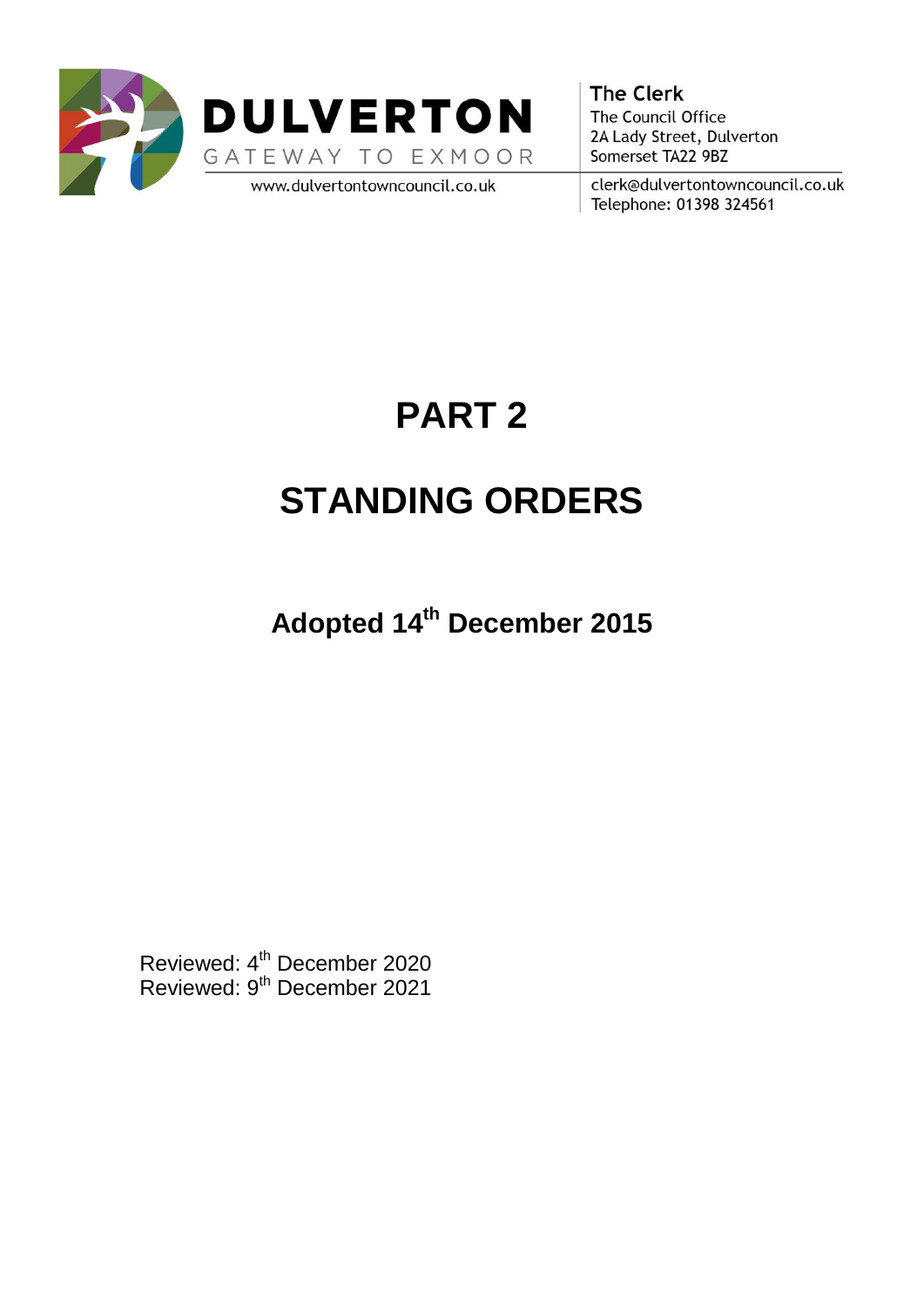**DULVERTON**
GATEWAY TO EXMOOR
www.dulvertontowncouncil.co.uk

**The Clerk**
The Council Office
2A Lady Street, Dulverton
Somerset TA22 9BZ
clerk@dulvertontowncouncil.co.uk
Telephone: 01398 324561

# PART 2

# STANDING ORDERS

## Adopted 14th December 2015

Reviewed: 4th December 2020
Reviewed: 9th December 2021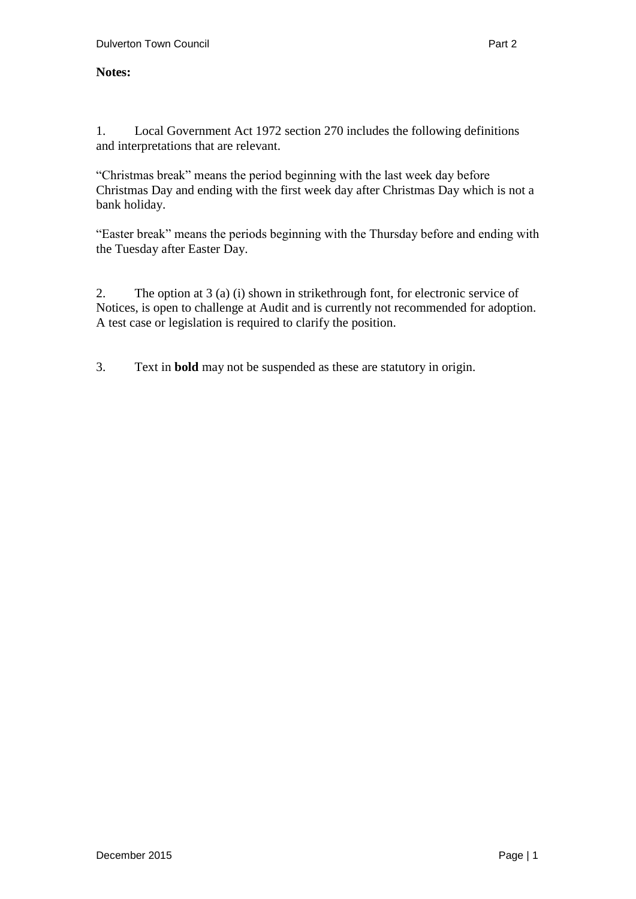**Notes:**

1. Local Government Act 1972 section 270 includes the following definitions and interpretations that are relevant.

"Christmas break" means the period beginning with the last week day before Christmas Day and ending with the first week day after Christmas Day which is not a bank holiday.

"Easter break" means the periods beginning with the Thursday before and ending with the Tuesday after Easter Day.

2. The option at 3 (a) (i) shown in strikethrough font, for electronic service of Notices, is open to challenge at Audit and is currently not recommended for adoption. A test case or legislation is required to clarify the position.

3. Text in **bold** may not be suspended as these are statutory in origin.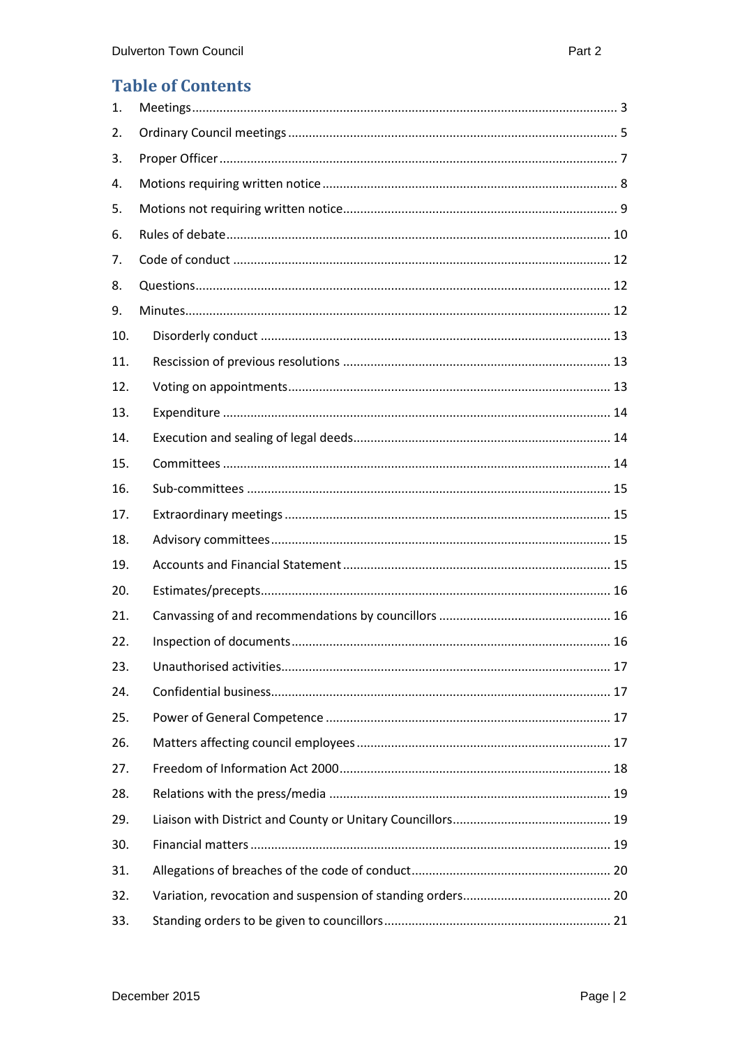# Table of Contents

1. Meetings ........ 3
2. Ordinary Council meetings ........ 5
3. Proper Officer ........ 7
4. Motions requiring written notice ........ 8
5. Motions not requiring written notice ........ 9
6. Rules of debate ........ 10
7. Code of conduct ........ 12
8. Questions ........ 12
9. Minutes ........ 12
10. Disorderly conduct ........ 13
11. Rescission of previous resolutions ........ 13
12. Voting on appointments ........ 13
13. Expenditure ........ 14
14. Execution and sealing of legal deeds ........ 14
15. Committees ........ 14
16. Sub-committees ........ 15
17. Extraordinary meetings ........ 15
18. Advisory committees ........ 15
19. Accounts and Financial Statement ........ 15
20. Estimates/precepts ........ 16
21. Canvassing of and recommendations by councillors ........ 16
22. Inspection of documents ........ 16
23. Unauthorised activities ........ 17
24. Confidential business ........ 17
25. Power of General Competence ........ 17
26. Matters affecting council employees ........ 17
27. Freedom of Information Act 2000 ........ 18
28. Relations with the press/media ........ 19
29. Liaison with District and County or Unitary Councillors ........ 19
30. Financial matters ........ 19
31. Allegations of breaches of the code of conduct ........ 20
32. Variation, revocation and suspension of standing orders ........ 20
33. Standing orders to be given to councillors ........ 21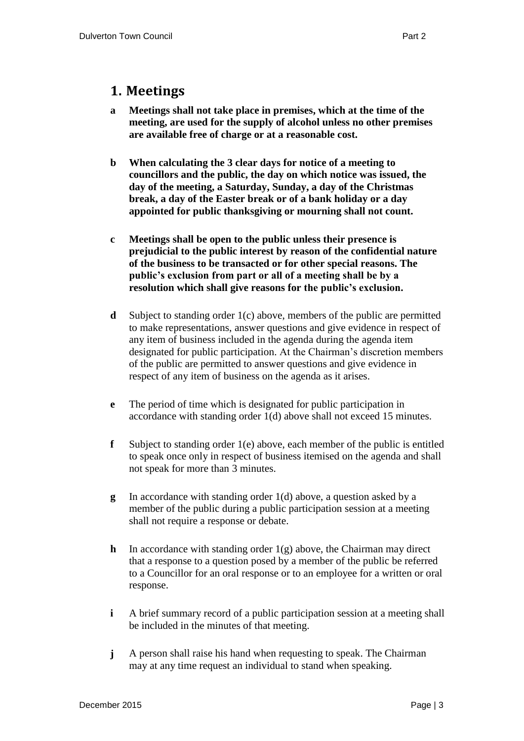## 1. Meetings

**a** **Meetings shall not take place in premises, which at the time of the meeting, are used for the supply of alcohol unless no other premises are available free of charge or at a reasonable cost.**

**b** **When calculating the 3 clear days for notice of a meeting to councillors and the public, the day on which notice was issued, the day of the meeting, a Saturday, Sunday, a day of the Christmas break, a day of the Easter break or of a bank holiday or a day appointed for public thanksgiving or mourning shall not count.**

**c** **Meetings shall be open to the public unless their presence is prejudicial to the public interest by reason of the confidential nature of the business to be transacted or for other special reasons. The public's exclusion from part or all of a meeting shall be by a resolution which shall give reasons for the public's exclusion.**

**d** Subject to standing order 1(c) above, members of the public are permitted to make representations, answer questions and give evidence in respect of any item of business included in the agenda during the agenda item designated for public participation. At the Chairman's discretion members of the public are permitted to answer questions and give evidence in respect of any item of business on the agenda as it arises.

**e** The period of time which is designated for public participation in accordance with standing order 1(d) above shall not exceed 15 minutes.

**f** Subject to standing order 1(e) above, each member of the public is entitled to speak once only in respect of business itemised on the agenda and shall not speak for more than 3 minutes.

**g** In accordance with standing order 1(d) above, a question asked by a member of the public during a public participation session at a meeting shall not require a response or debate.

**h** In accordance with standing order 1(g) above, the Chairman may direct that a response to a question posed by a member of the public be referred to a Councillor for an oral response or to an employee for a written or oral response.

**i** A brief summary record of a public participation session at a meeting shall be included in the minutes of that meeting.

**j** A person shall raise his hand when requesting to speak. The Chairman may at any time request an individual to stand when speaking.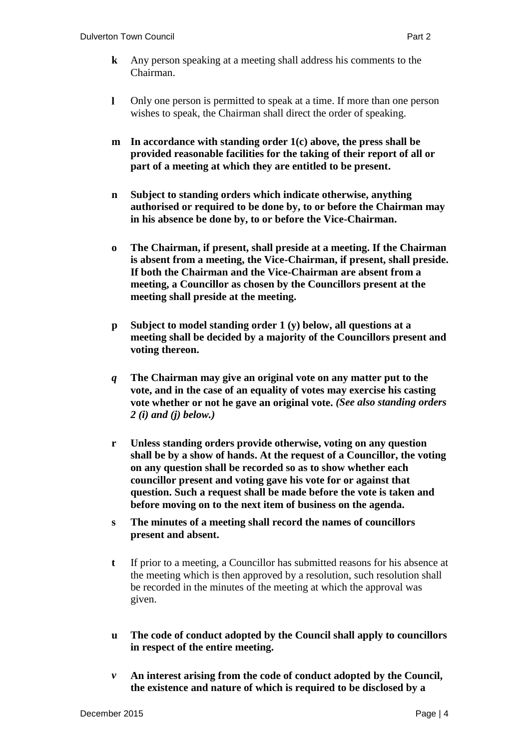**k** Any person speaking at a meeting shall address his comments to the Chairman.

**l** Only one person is permitted to speak at a time. If more than one person wishes to speak, the Chairman shall direct the order of speaking.

**m In accordance with standing order 1(c) above, the press shall be provided reasonable facilities for the taking of their report of all or part of a meeting at which they are entitled to be present.**

**n Subject to standing orders which indicate otherwise, anything authorised or required to be done by, to or before the Chairman may in his absence be done by, to or before the Vice-Chairman.**

**o The Chairman, if present, shall preside at a meeting. If the Chairman is absent from a meeting, the Vice-Chairman, if present, shall preside. If both the Chairman and the Vice-Chairman are absent from a meeting, a Councillor as chosen by the Councillors present at the meeting shall preside at the meeting.**

**p Subject to model standing order 1 (y) below, all questions at a meeting shall be decided by a majority of the Councillors present and voting thereon.**

***q*** **The Chairman may give an original vote on any matter put to the vote, and in the case of an equality of votes may exercise his casting vote whether or not he gave an original vote.** ***(See also standing orders 2 (i) and (j) below.)***

**r Unless standing orders provide otherwise, voting on any question shall be by a show of hands. At the request of a Councillor, the voting on any question shall be recorded so as to show whether each councillor present and voting gave his vote for or against that question. Such a request shall be made before the vote is taken and before moving on to the next item of business on the agenda.**

**s The minutes of a meeting shall record the names of councillors present and absent.**

**t** If prior to a meeting, a Councillor has submitted reasons for his absence at the meeting which is then approved by a resolution, such resolution shall be recorded in the minutes of the meeting at which the approval was given.

**u The code of conduct adopted by the Council shall apply to councillors in respect of the entire meeting.**

***v*** **An interest arising from the code of conduct adopted by the Council, the existence and nature of which is required to be disclosed by a**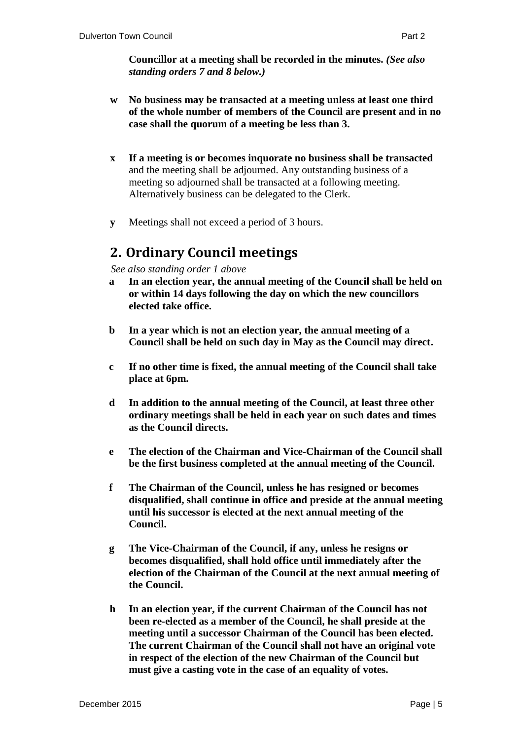**Councillor at a meeting shall be recorded in the minutes.** ***(See also standing orders 7 and 8 below.)***

- **w** **No business may be transacted at a meeting unless at least one third of the whole number of members of the Council are present and in no case shall the quorum of a meeting be less than 3.**

- **x** **If a meeting is or becomes inquorate no business shall be transacted** and the meeting shall be adjourned. Any outstanding business of a meeting so adjourned shall be transacted at a following meeting. Alternatively business can be delegated to the Clerk.

- **y** Meetings shall not exceed a period of 3 hours.

## 2. Ordinary Council meetings

*See also standing order 1 above*

- **a** **In an election year, the annual meeting of the Council shall be held on or within 14 days following the day on which the new councillors elected take office.**

- **b** **In a year which is not an election year, the annual meeting of a Council shall be held on such day in May as the Council may direct.**

- **c** **If no other time is fixed, the annual meeting of the Council shall take place at 6pm.**

- **d** **In addition to the annual meeting of the Council, at least three other ordinary meetings shall be held in each year on such dates and times as the Council directs.**

- **e** **The election of the Chairman and Vice-Chairman of the Council shall be the first business completed at the annual meeting of the Council.**

- **f** **The Chairman of the Council, unless he has resigned or becomes disqualified, shall continue in office and preside at the annual meeting until his successor is elected at the next annual meeting of the Council.**

- **g** **The Vice-Chairman of the Council, if any, unless he resigns or becomes disqualified, shall hold office until immediately after the election of the Chairman of the Council at the next annual meeting of the Council.**

- **h** **In an election year, if the current Chairman of the Council has not been re-elected as a member of the Council, he shall preside at the meeting until a successor Chairman of the Council has been elected. The current Chairman of the Council shall not have an original vote in respect of the election of the new Chairman of the Council but must give a casting vote in the case of an equality of votes.**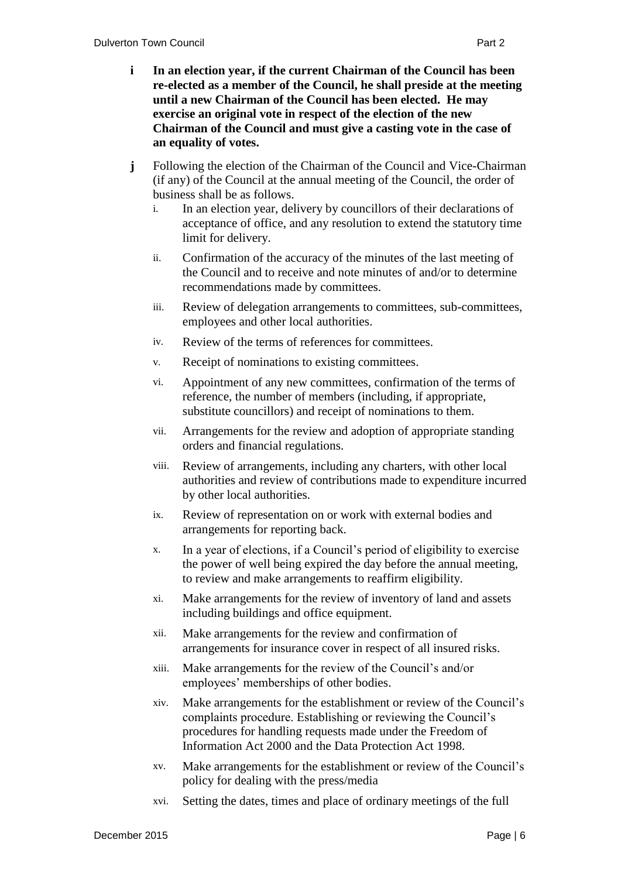**i** **In an election year, if the current Chairman of the Council has been re-elected as a member of the Council, he shall preside at the meeting until a new Chairman of the Council has been elected. He may exercise an original vote in respect of the election of the new Chairman of the Council and must give a casting vote in the case of an equality of votes.**

**j** Following the election of the Chairman of the Council and Vice-Chairman (if any) of the Council at the annual meeting of the Council, the order of business shall be as follows.

i. In an election year, delivery by councillors of their declarations of acceptance of office, and any resolution to extend the statutory time limit for delivery.

ii. Confirmation of the accuracy of the minutes of the last meeting of the Council and to receive and note minutes of and/or to determine recommendations made by committees.

iii. Review of delegation arrangements to committees, sub-committees, employees and other local authorities.

iv. Review of the terms of references for committees.

v. Receipt of nominations to existing committees.

vi. Appointment of any new committees, confirmation of the terms of reference, the number of members (including, if appropriate, substitute councillors) and receipt of nominations to them.

vii. Arrangements for the review and adoption of appropriate standing orders and financial regulations.

viii. Review of arrangements, including any charters, with other local authorities and review of contributions made to expenditure incurred by other local authorities.

ix. Review of representation on or work with external bodies and arrangements for reporting back.

x. In a year of elections, if a Council's period of eligibility to exercise the power of well being expired the day before the annual meeting, to review and make arrangements to reaffirm eligibility.

xi. Make arrangements for the review of inventory of land and assets including buildings and office equipment.

xii. Make arrangements for the review and confirmation of arrangements for insurance cover in respect of all insured risks.

xiii. Make arrangements for the review of the Council's and/or employees' memberships of other bodies.

xiv. Make arrangements for the establishment or review of the Council's complaints procedure. Establishing or reviewing the Council's procedures for handling requests made under the Freedom of Information Act 2000 and the Data Protection Act 1998.

xv. Make arrangements for the establishment or review of the Council's policy for dealing with the press/media

xvi. Setting the dates, times and place of ordinary meetings of the full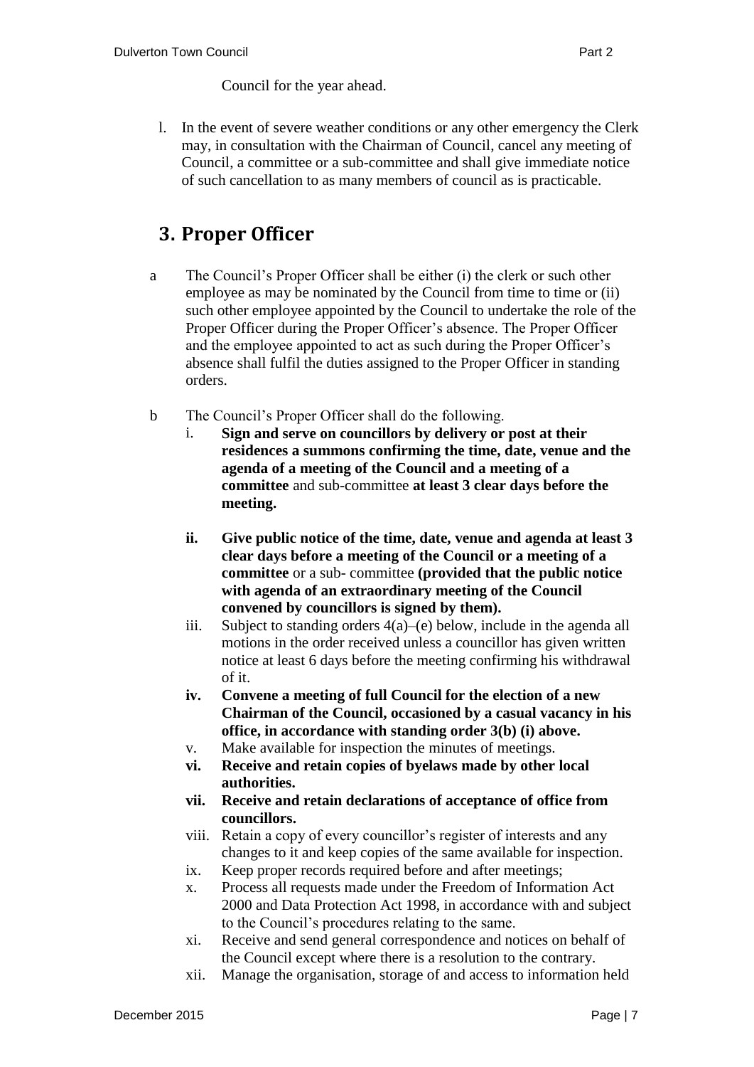Council for the year ahead.

l. In the event of severe weather conditions or any other emergency the Clerk may, in consultation with the Chairman of Council, cancel any meeting of Council, a committee or a sub-committee and shall give immediate notice of such cancellation to as many members of council as is practicable.

## 3. Proper Officer

a The Council's Proper Officer shall be either (i) the clerk or such other employee as may be nominated by the Council from time to time or (ii) such other employee appointed by the Council to undertake the role of the Proper Officer during the Proper Officer's absence. The Proper Officer and the employee appointed to act as such during the Proper Officer's absence shall fulfil the duties assigned to the Proper Officer in standing orders.

b The Council's Proper Officer shall do the following.

i. **Sign and serve on councillors by delivery or post at their residences a summons confirming the time, date, venue and the agenda of a meeting of the Council and a meeting of a committee** and sub-committee **at least 3 clear days before the meeting.**

**ii. Give public notice of the time, date, venue and agenda at least 3 clear days before a meeting of the Council or a meeting of a committee** or a sub- committee **(provided that the public notice with agenda of an extraordinary meeting of the Council convened by councillors is signed by them).**

iii. Subject to standing orders 4(a)–(e) below, include in the agenda all motions in the order received unless a councillor has given written notice at least 6 days before the meeting confirming his withdrawal of it.

**iv. Convene a meeting of full Council for the election of a new Chairman of the Council, occasioned by a casual vacancy in his office, in accordance with standing order 3(b) (i) above.**

v. Make available for inspection the minutes of meetings.

**vi. Receive and retain copies of byelaws made by other local authorities.**

**vii. Receive and retain declarations of acceptance of office from councillors.**

viii. Retain a copy of every councillor's register of interests and any changes to it and keep copies of the same available for inspection.

ix. Keep proper records required before and after meetings;

x. Process all requests made under the Freedom of Information Act 2000 and Data Protection Act 1998, in accordance with and subject to the Council's procedures relating to the same.

xi. Receive and send general correspondence and notices on behalf of the Council except where there is a resolution to the contrary.

xii. Manage the organisation, storage of and access to information held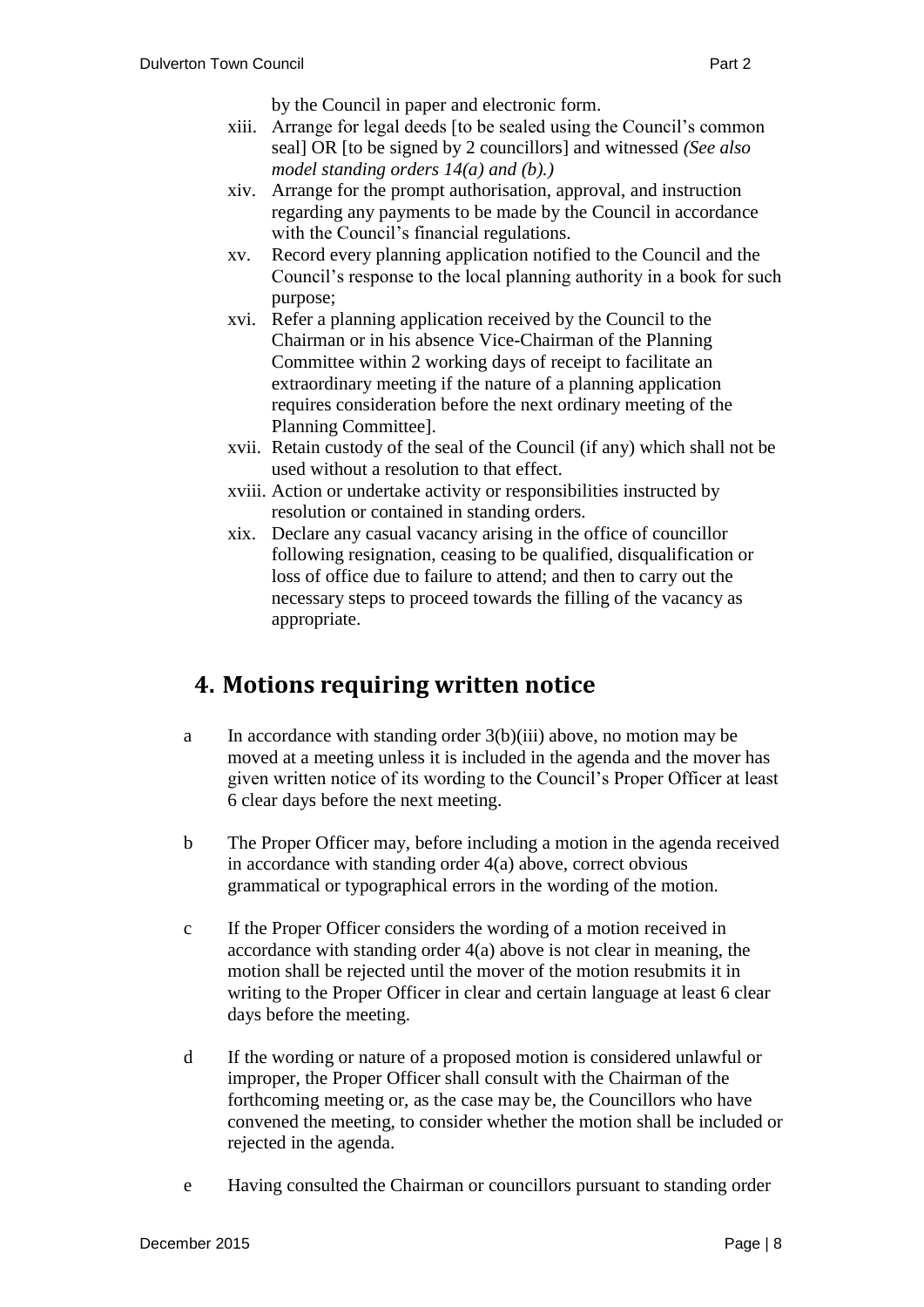by the Council in paper and electronic form.

xiii. Arrange for legal deeds [to be sealed using the Council's common seal] OR [to be signed by 2 councillors] and witnessed *(See also model standing orders 14(a) and (b).)*

xiv. Arrange for the prompt authorisation, approval, and instruction regarding any payments to be made by the Council in accordance with the Council's financial regulations.

xv. Record every planning application notified to the Council and the Council's response to the local planning authority in a book for such purpose;

xvi. Refer a planning application received by the Council to the Chairman or in his absence Vice-Chairman of the Planning Committee within 2 working days of receipt to facilitate an extraordinary meeting if the nature of a planning application requires consideration before the next ordinary meeting of the Planning Committee].

xvii. Retain custody of the seal of the Council (if any) which shall not be used without a resolution to that effect.

xviii. Action or undertake activity or responsibilities instructed by resolution or contained in standing orders.

xix. Declare any casual vacancy arising in the office of councillor following resignation, ceasing to be qualified, disqualification or loss of office due to failure to attend; and then to carry out the necessary steps to proceed towards the filling of the vacancy as appropriate.

## 4. Motions requiring written notice

a In accordance with standing order 3(b)(iii) above, no motion may be moved at a meeting unless it is included in the agenda and the mover has given written notice of its wording to the Council's Proper Officer at least 6 clear days before the next meeting.

b The Proper Officer may, before including a motion in the agenda received in accordance with standing order 4(a) above, correct obvious grammatical or typographical errors in the wording of the motion.

c If the Proper Officer considers the wording of a motion received in accordance with standing order 4(a) above is not clear in meaning, the motion shall be rejected until the mover of the motion resubmits it in writing to the Proper Officer in clear and certain language at least 6 clear days before the meeting.

d If the wording or nature of a proposed motion is considered unlawful or improper, the Proper Officer shall consult with the Chairman of the forthcoming meeting or, as the case may be, the Councillors who have convened the meeting, to consider whether the motion shall be included or rejected in the agenda.

e Having consulted the Chairman or councillors pursuant to standing order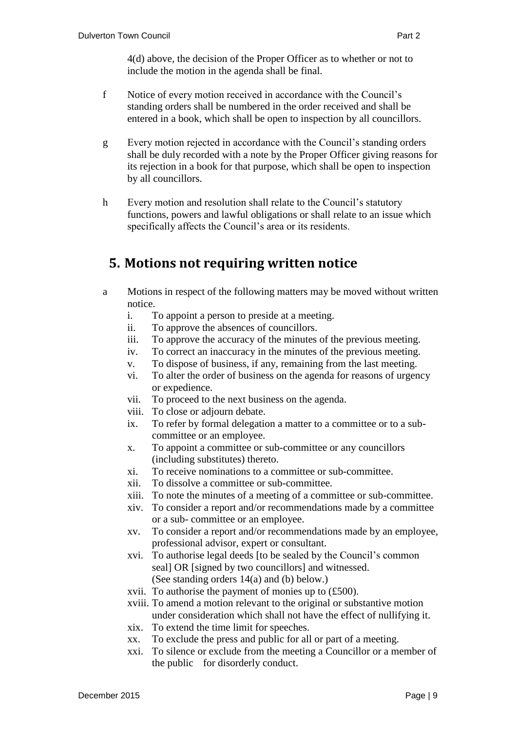4(d) above, the decision of the Proper Officer as to whether or not to include the motion in the agenda shall be final.

f Notice of every motion received in accordance with the Council's standing orders shall be numbered in the order received and shall be entered in a book, which shall be open to inspection by all councillors.

g Every motion rejected in accordance with the Council's standing orders shall be duly recorded with a note by the Proper Officer giving reasons for its rejection in a book for that purpose, which shall be open to inspection by all councillors.

h Every motion and resolution shall relate to the Council's statutory functions, powers and lawful obligations or shall relate to an issue which specifically affects the Council's area or its residents.

## 5. Motions not requiring written notice

a Motions in respect of the following matters may be moved without written notice.

i. To appoint a person to preside at a meeting.
ii. To approve the absences of councillors.
iii. To approve the accuracy of the minutes of the previous meeting.
iv. To correct an inaccuracy in the minutes of the previous meeting.
v. To dispose of business, if any, remaining from the last meeting.
vi. To alter the order of business on the agenda for reasons of urgency or expedience.
vii. To proceed to the next business on the agenda.
viii. To close or adjourn debate.
ix. To refer by formal delegation a matter to a committee or to a sub-committee or an employee.
x. To appoint a committee or sub-committee or any councillors (including substitutes) thereto.
xi. To receive nominations to a committee or sub-committee.
xii. To dissolve a committee or sub-committee.
xiii. To note the minutes of a meeting of a committee or sub-committee.
xiv. To consider a report and/or recommendations made by a committee or a sub- committee or an employee.
xv. To consider a report and/or recommendations made by an employee, professional advisor, expert or consultant.
xvi. To authorise legal deeds [to be sealed by the Council's common seal] OR [signed by two councillors] and witnessed. (See standing orders 14(a) and (b) below.)
xvii. To authorise the payment of monies up to (£500).
xviii. To amend a motion relevant to the original or substantive motion under consideration which shall not have the effect of nullifying it.
xix. To extend the time limit for speeches.
xx. To exclude the press and public for all or part of a meeting.
xxi. To silence or exclude from the meeting a Councillor or a member of the public for disorderly conduct.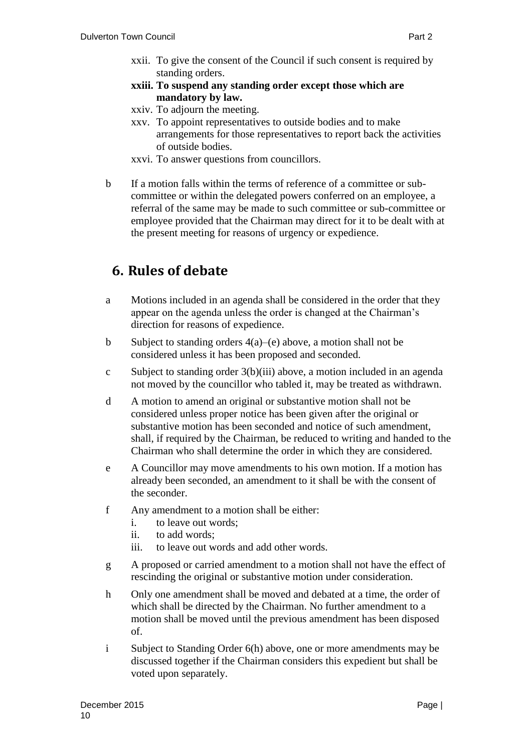xxii. To give the consent of the Council if such consent is required by standing orders.

**xxiii. To suspend any standing order except those which are mandatory by law.**

xxiv. To adjourn the meeting.

xxv. To appoint representatives to outside bodies and to make arrangements for those representatives to report back the activities of outside bodies.

xxvi. To answer questions from councillors.

b If a motion falls within the terms of reference of a committee or sub-committee or within the delegated powers conferred on an employee, a referral of the same may be made to such committee or sub-committee or employee provided that the Chairman may direct for it to be dealt with at the present meeting for reasons of urgency or expedience.

## 6. Rules of debate

a Motions included in an agenda shall be considered in the order that they appear on the agenda unless the order is changed at the Chairman's direction for reasons of expedience.

b Subject to standing orders 4(a)–(e) above, a motion shall not be considered unless it has been proposed and seconded.

c Subject to standing order 3(b)(iii) above, a motion included in an agenda not moved by the councillor who tabled it, may be treated as withdrawn.

d A motion to amend an original or substantive motion shall not be considered unless proper notice has been given after the original or substantive motion has been seconded and notice of such amendment, shall, if required by the Chairman, be reduced to writing and handed to the Chairman who shall determine the order in which they are considered.

e A Councillor may move amendments to his own motion. If a motion has already been seconded, an amendment to it shall be with the consent of the seconder.

f Any amendment to a motion shall be either:
   i. to leave out words;
   ii. to add words;
   iii. to leave out words and add other words.

g A proposed or carried amendment to a motion shall not have the effect of rescinding the original or substantive motion under consideration.

h Only one amendment shall be moved and debated at a time, the order of which shall be directed by the Chairman. No further amendment to a motion shall be moved until the previous amendment has been disposed of.

i Subject to Standing Order 6(h) above, one or more amendments may be discussed together if the Chairman considers this expedient but shall be voted upon separately.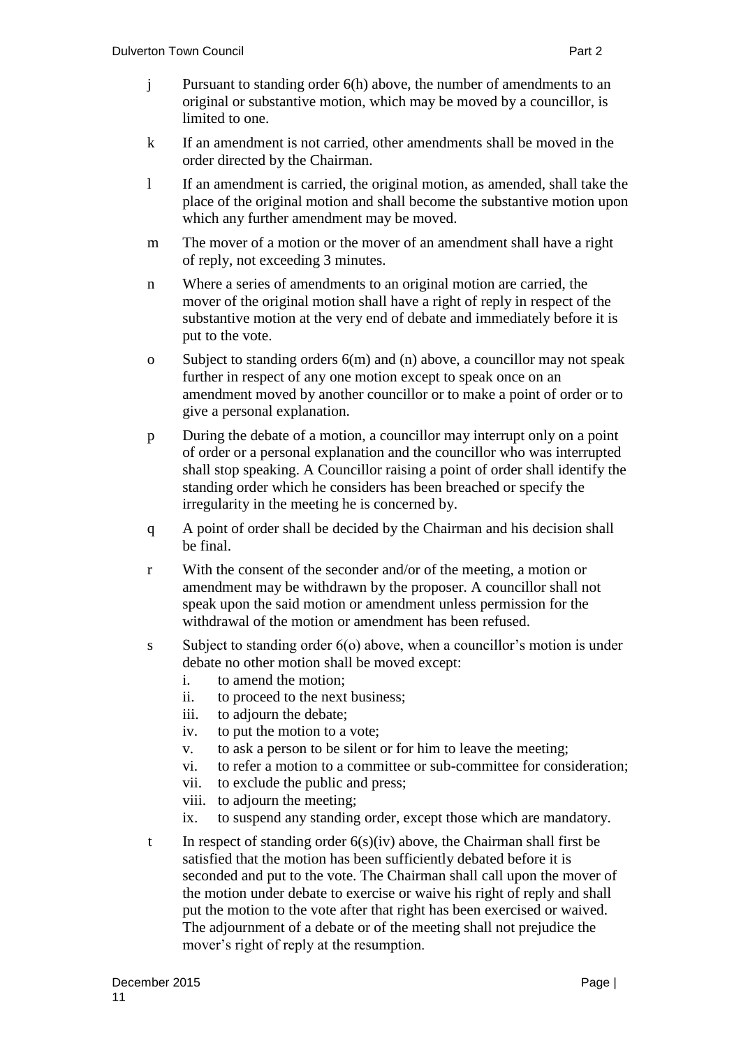j Pursuant to standing order 6(h) above, the number of amendments to an original or substantive motion, which may be moved by a councillor, is limited to one.

k If an amendment is not carried, other amendments shall be moved in the order directed by the Chairman.

l If an amendment is carried, the original motion, as amended, shall take the place of the original motion and shall become the substantive motion upon which any further amendment may be moved.

m The mover of a motion or the mover of an amendment shall have a right of reply, not exceeding 3 minutes.

n Where a series of amendments to an original motion are carried, the mover of the original motion shall have a right of reply in respect of the substantive motion at the very end of debate and immediately before it is put to the vote.

o Subject to standing orders 6(m) and (n) above, a councillor may not speak further in respect of any one motion except to speak once on an amendment moved by another councillor or to make a point of order or to give a personal explanation.

p During the debate of a motion, a councillor may interrupt only on a point of order or a personal explanation and the councillor who was interrupted shall stop speaking. A Councillor raising a point of order shall identify the standing order which he considers has been breached or specify the irregularity in the meeting he is concerned by.

q A point of order shall be decided by the Chairman and his decision shall be final.

r With the consent of the seconder and/or of the meeting, a motion or amendment may be withdrawn by the proposer. A councillor shall not speak upon the said motion or amendment unless permission for the withdrawal of the motion or amendment has been refused.

s Subject to standing order 6(o) above, when a councillor's motion is under debate no other motion shall be moved except:
   i. to amend the motion;
   ii. to proceed to the next business;
   iii. to adjourn the debate;
   iv. to put the motion to a vote;
   v. to ask a person to be silent or for him to leave the meeting;
   vi. to refer a motion to a committee or sub-committee for consideration;
   vii. to exclude the public and press;
   viii. to adjourn the meeting;
   ix. to suspend any standing order, except those which are mandatory.

t In respect of standing order 6(s)(iv) above, the Chairman shall first be satisfied that the motion has been sufficiently debated before it is seconded and put to the vote. The Chairman shall call upon the mover of the motion under debate to exercise or waive his right of reply and shall put the motion to the vote after that right has been exercised or waived. The adjournment of a debate or of the meeting shall not prejudice the mover's right of reply at the resumption.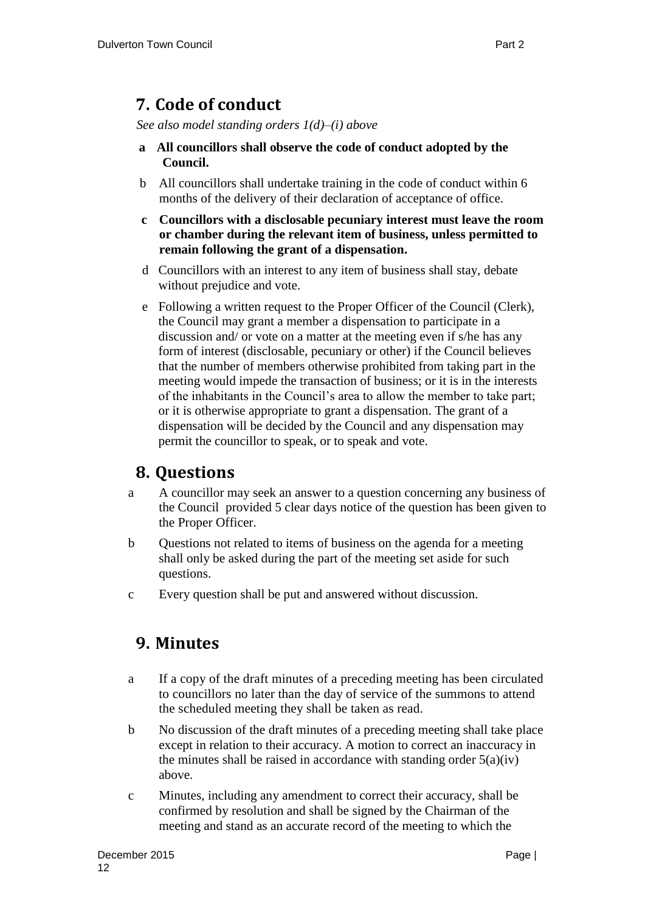## 7. Code of conduct

*See also model standing orders 1(d)–(i) above*

**a All councillors shall observe the code of conduct adopted by the Council.**

b All councillors shall undertake training in the code of conduct within 6 months of the delivery of their declaration of acceptance of office.

**c Councillors with a disclosable pecuniary interest must leave the room or chamber during the relevant item of business, unless permitted to remain following the grant of a dispensation.**

d Councillors with an interest to any item of business shall stay, debate without prejudice and vote.

e Following a written request to the Proper Officer of the Council (Clerk), the Council may grant a member a dispensation to participate in a discussion and/ or vote on a matter at the meeting even if s/he has any form of interest (disclosable, pecuniary or other) if the Council believes that the number of members otherwise prohibited from taking part in the meeting would impede the transaction of business; or it is in the interests of the inhabitants in the Council's area to allow the member to take part; or it is otherwise appropriate to grant a dispensation. The grant of a dispensation will be decided by the Council and any dispensation may permit the councillor to speak, or to speak and vote.

## 8. Questions

a A councillor may seek an answer to a question concerning any business of the Council provided 5 clear days notice of the question has been given to the Proper Officer.

b Questions not related to items of business on the agenda for a meeting shall only be asked during the part of the meeting set aside for such questions.

c Every question shall be put and answered without discussion.

## 9. Minutes

a If a copy of the draft minutes of a preceding meeting has been circulated to councillors no later than the day of service of the summons to attend the scheduled meeting they shall be taken as read.

b No discussion of the draft minutes of a preceding meeting shall take place except in relation to their accuracy. A motion to correct an inaccuracy in the minutes shall be raised in accordance with standing order 5(a)(iv) above.

c Minutes, including any amendment to correct their accuracy, shall be confirmed by resolution and shall be signed by the Chairman of the meeting and stand as an accurate record of the meeting to which the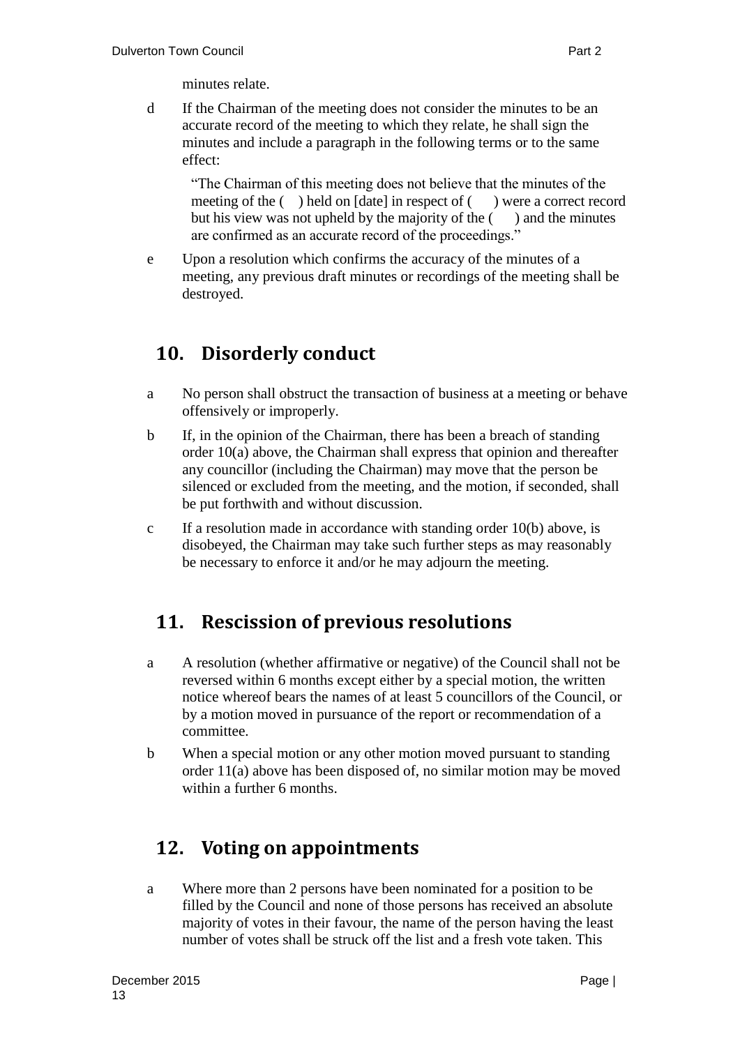minutes relate.

d If the Chairman of the meeting does not consider the minutes to be an accurate record of the meeting to which they relate, he shall sign the minutes and include a paragraph in the following terms or to the same effect:

> "The Chairman of this meeting does not believe that the minutes of the meeting of the ( ) held on [date] in respect of ( ) were a correct record but his view was not upheld by the majority of the ( ) and the minutes are confirmed as an accurate record of the proceedings."

e Upon a resolution which confirms the accuracy of the minutes of a meeting, any previous draft minutes or recordings of the meeting shall be destroyed.

## 10. Disorderly conduct

a No person shall obstruct the transaction of business at a meeting or behave offensively or improperly.

b If, in the opinion of the Chairman, there has been a breach of standing order 10(a) above, the Chairman shall express that opinion and thereafter any councillor (including the Chairman) may move that the person be silenced or excluded from the meeting, and the motion, if seconded, shall be put forthwith and without discussion.

c If a resolution made in accordance with standing order 10(b) above, is disobeyed, the Chairman may take such further steps as may reasonably be necessary to enforce it and/or he may adjourn the meeting.

## 11. Rescission of previous resolutions

a A resolution (whether affirmative or negative) of the Council shall not be reversed within 6 months except either by a special motion, the written notice whereof bears the names of at least 5 councillors of the Council, or by a motion moved in pursuance of the report or recommendation of a committee.

b When a special motion or any other motion moved pursuant to standing order 11(a) above has been disposed of, no similar motion may be moved within a further 6 months.

## 12. Voting on appointments

a Where more than 2 persons have been nominated for a position to be filled by the Council and none of those persons has received an absolute majority of votes in their favour, the name of the person having the least number of votes shall be struck off the list and a fresh vote taken. This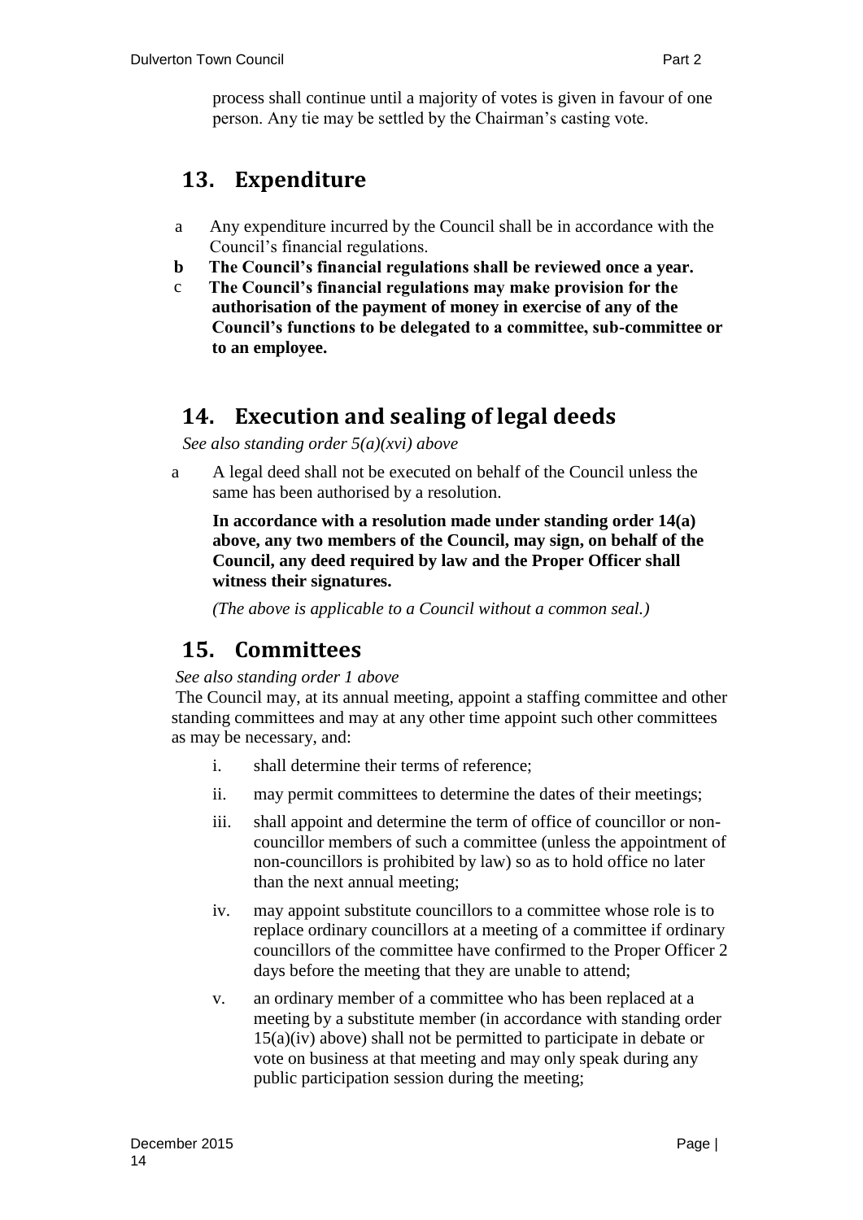process shall continue until a majority of votes is given in favour of one person. Any tie may be settled by the Chairman's casting vote.

## 13. Expenditure

a Any expenditure incurred by the Council shall be in accordance with the Council's financial regulations.

**b The Council's financial regulations shall be reviewed once a year.**

c **The Council's financial regulations may make provision for the authorisation of the payment of money in exercise of any of the Council's functions to be delegated to a committee, sub-committee or to an employee.**

## 14. Execution and sealing of legal deeds

*See also standing order 5(a)(xvi) above*

a A legal deed shall not be executed on behalf of the Council unless the same has been authorised by a resolution.

**In accordance with a resolution made under standing order 14(a) above, any two members of the Council, may sign, on behalf of the Council, any deed required by law and the Proper Officer shall witness their signatures.**

*(The above is applicable to a Council without a common seal.)*

## 15. Committees

*See also standing order 1 above*

The Council may, at its annual meeting, appoint a staffing committee and other standing committees and may at any other time appoint such other committees as may be necessary, and:

i. shall determine their terms of reference;

ii. may permit committees to determine the dates of their meetings;

iii. shall appoint and determine the term of office of councillor or non-councillor members of such a committee (unless the appointment of non-councillors is prohibited by law) so as to hold office no later than the next annual meeting;

iv. may appoint substitute councillors to a committee whose role is to replace ordinary councillors at a meeting of a committee if ordinary councillors of the committee have confirmed to the Proper Officer 2 days before the meeting that they are unable to attend;

v. an ordinary member of a committee who has been replaced at a meeting by a substitute member (in accordance with standing order 15(a)(iv) above) shall not be permitted to participate in debate or vote on business at that meeting and may only speak during any public participation session during the meeting;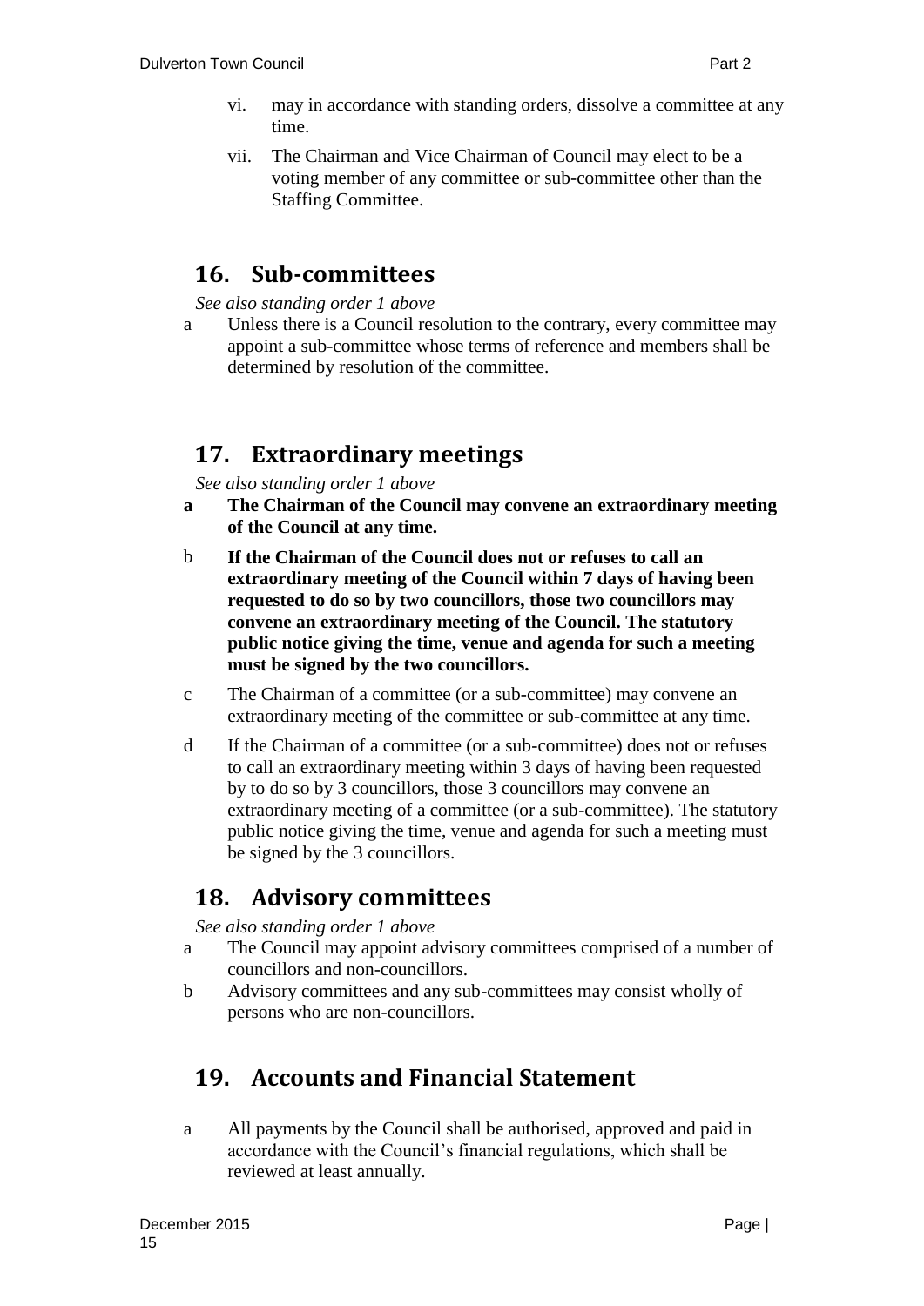vi. may in accordance with standing orders, dissolve a committee at any time.

vii. The Chairman and Vice Chairman of Council may elect to be a voting member of any committee or sub-committee other than the Staffing Committee.

## 16. Sub-committees

*See also standing order 1 above*

a Unless there is a Council resolution to the contrary, every committee may appoint a sub-committee whose terms of reference and members shall be determined by resolution of the committee.

## 17. Extraordinary meetings

*See also standing order 1 above*

**a The Chairman of the Council may convene an extraordinary meeting of the Council at any time.**

b **If the Chairman of the Council does not or refuses to call an extraordinary meeting of the Council within 7 days of having been requested to do so by two councillors, those two councillors may convene an extraordinary meeting of the Council. The statutory public notice giving the time, venue and agenda for such a meeting must be signed by the two councillors.**

c The Chairman of a committee (or a sub-committee) may convene an extraordinary meeting of the committee or sub-committee at any time.

d If the Chairman of a committee (or a sub-committee) does not or refuses to call an extraordinary meeting within 3 days of having been requested by to do so by 3 councillors, those 3 councillors may convene an extraordinary meeting of a committee (or a sub-committee). The statutory public notice giving the time, venue and agenda for such a meeting must be signed by the 3 councillors.

## 18. Advisory committees

*See also standing order 1 above*

a The Council may appoint advisory committees comprised of a number of councillors and non-councillors.

b Advisory committees and any sub-committees may consist wholly of persons who are non-councillors.

## 19. Accounts and Financial Statement

a All payments by the Council shall be authorised, approved and paid in accordance with the Council's financial regulations, which shall be reviewed at least annually.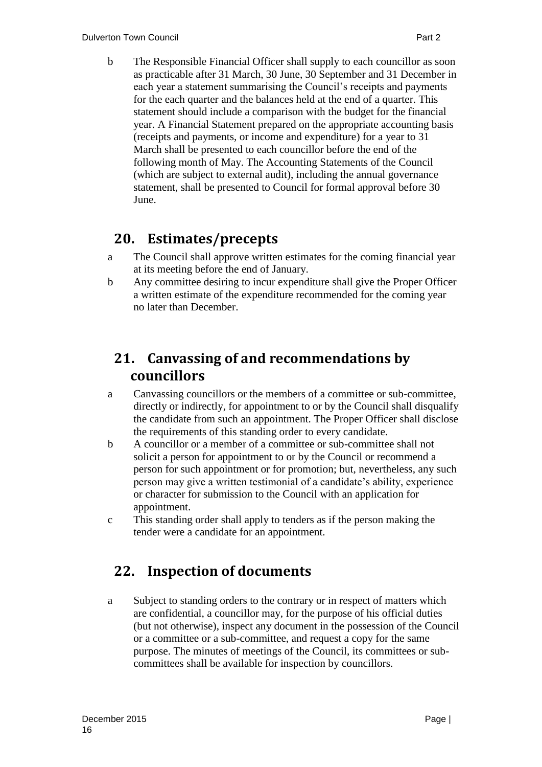b The Responsible Financial Officer shall supply to each councillor as soon as practicable after 31 March, 30 June, 30 September and 31 December in each year a statement summarising the Council's receipts and payments for the each quarter and the balances held at the end of a quarter. This statement should include a comparison with the budget for the financial year. A Financial Statement prepared on the appropriate accounting basis (receipts and payments, or income and expenditure) for a year to 31 March shall be presented to each councillor before the end of the following month of May. The Accounting Statements of the Council (which are subject to external audit), including the annual governance statement, shall be presented to Council for formal approval before 30 June.

## 20. Estimates/precepts

a The Council shall approve written estimates for the coming financial year at its meeting before the end of January.

b Any committee desiring to incur expenditure shall give the Proper Officer a written estimate of the expenditure recommended for the coming year no later than December.

## 21. Canvassing of and recommendations by councillors

a Canvassing councillors or the members of a committee or sub-committee, directly or indirectly, for appointment to or by the Council shall disqualify the candidate from such an appointment. The Proper Officer shall disclose the requirements of this standing order to every candidate.

b A councillor or a member of a committee or sub-committee shall not solicit a person for appointment to or by the Council or recommend a person for such appointment or for promotion; but, nevertheless, any such person may give a written testimonial of a candidate's ability, experience or character for submission to the Council with an application for appointment.

c This standing order shall apply to tenders as if the person making the tender were a candidate for an appointment.

## 22. Inspection of documents

a Subject to standing orders to the contrary or in respect of matters which are confidential, a councillor may, for the purpose of his official duties (but not otherwise), inspect any document in the possession of the Council or a committee or a sub-committee, and request a copy for the same purpose. The minutes of meetings of the Council, its committees or sub-committees shall be available for inspection by councillors.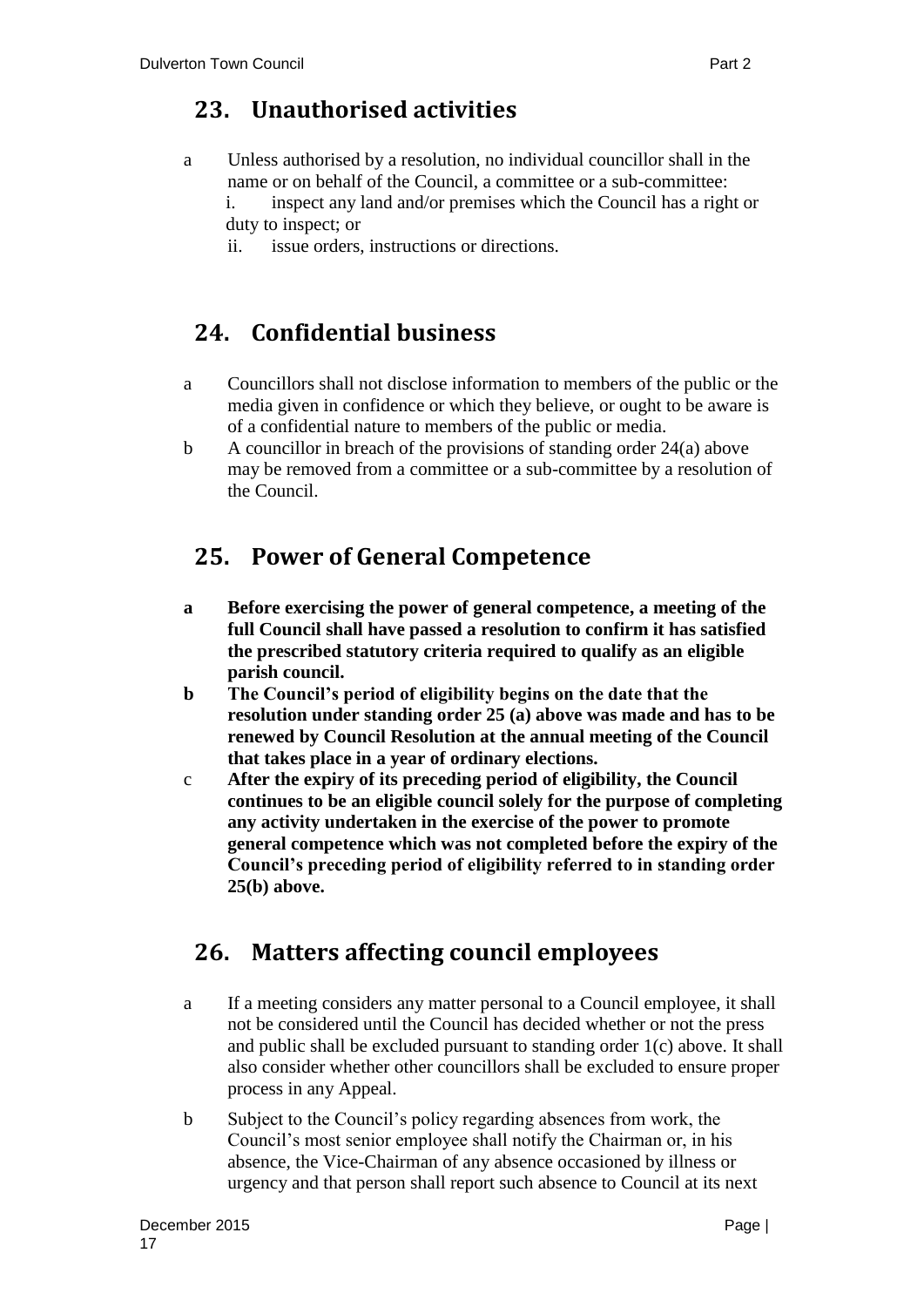## 23. Unauthorised activities

a Unless authorised by a resolution, no individual councillor shall in the name or on behalf of the Council, a committee or a sub-committee:

   i. inspect any land and/or premises which the Council has a right or duty to inspect; or

   ii. issue orders, instructions or directions.

## 24. Confidential business

a Councillors shall not disclose information to members of the public or the media given in confidence or which they believe, or ought to be aware is of a confidential nature to members of the public or media.

b A councillor in breach of the provisions of standing order 24(a) above may be removed from a committee or a sub-committee by a resolution of the Council.

## 25. Power of General Competence

**a Before exercising the power of general competence, a meeting of the full Council shall have passed a resolution to confirm it has satisfied the prescribed statutory criteria required to qualify as an eligible parish council.**

**b The Council's period of eligibility begins on the date that the resolution under standing order 25 (a) above was made and has to be renewed by Council Resolution at the annual meeting of the Council that takes place in a year of ordinary elections.**

**c After the expiry of its preceding period of eligibility, the Council continues to be an eligible council solely for the purpose of completing any activity undertaken in the exercise of the power to promote general competence which was not completed before the expiry of the Council's preceding period of eligibility referred to in standing order 25(b) above.**

## 26. Matters affecting council employees

a If a meeting considers any matter personal to a Council employee, it shall not be considered until the Council has decided whether or not the press and public shall be excluded pursuant to standing order 1(c) above. It shall also consider whether other councillors shall be excluded to ensure proper process in any Appeal.

b Subject to the Council's policy regarding absences from work, the Council's most senior employee shall notify the Chairman or, in his absence, the Vice-Chairman of any absence occasioned by illness or urgency and that person shall report such absence to Council at its next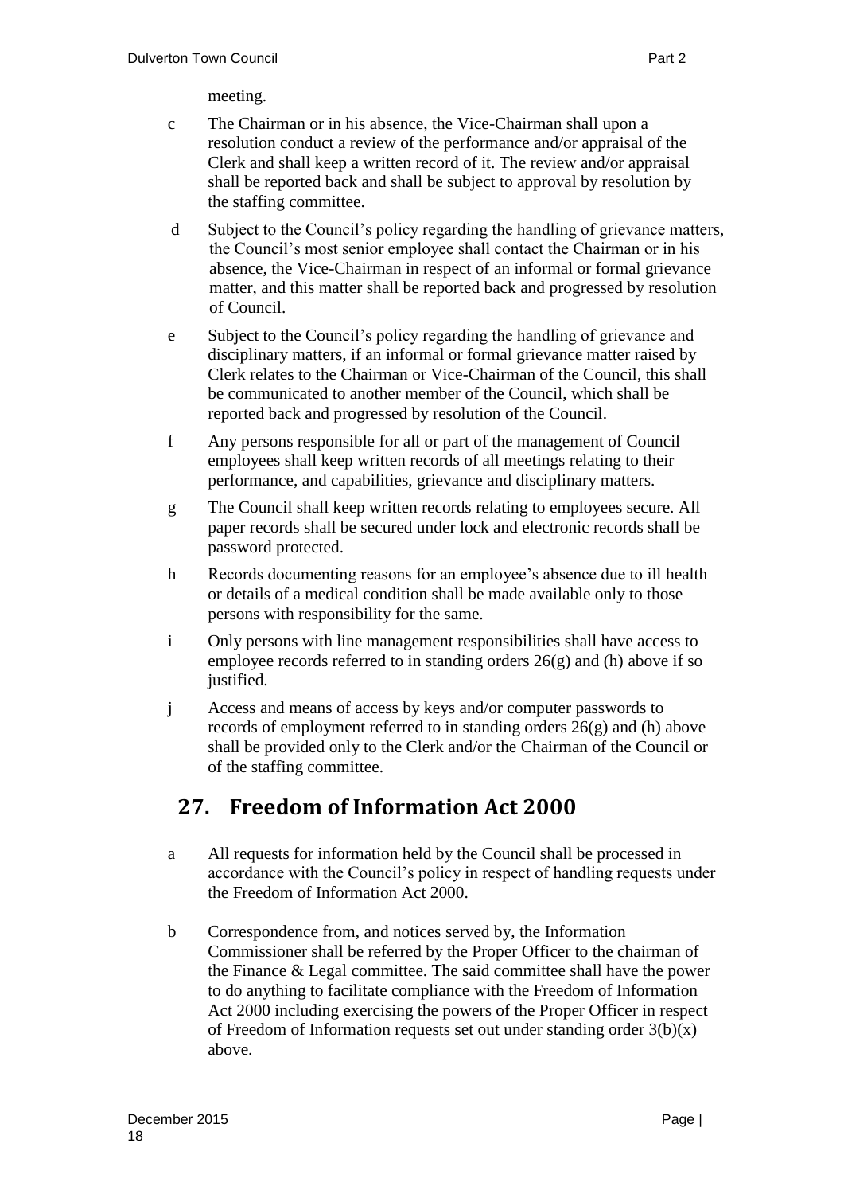meeting.

c The Chairman or in his absence, the Vice-Chairman shall upon a resolution conduct a review of the performance and/or appraisal of the Clerk and shall keep a written record of it. The review and/or appraisal shall be reported back and shall be subject to approval by resolution by the staffing committee.

d Subject to the Council's policy regarding the handling of grievance matters, the Council's most senior employee shall contact the Chairman or in his absence, the Vice-Chairman in respect of an informal or formal grievance matter, and this matter shall be reported back and progressed by resolution of Council.

e Subject to the Council's policy regarding the handling of grievance and disciplinary matters, if an informal or formal grievance matter raised by Clerk relates to the Chairman or Vice-Chairman of the Council, this shall be communicated to another member of the Council, which shall be reported back and progressed by resolution of the Council.

f Any persons responsible for all or part of the management of Council employees shall keep written records of all meetings relating to their performance, and capabilities, grievance and disciplinary matters.

g The Council shall keep written records relating to employees secure. All paper records shall be secured under lock and electronic records shall be password protected.

h Records documenting reasons for an employee's absence due to ill health or details of a medical condition shall be made available only to those persons with responsibility for the same.

i Only persons with line management responsibilities shall have access to employee records referred to in standing orders 26(g) and (h) above if so justified.

j Access and means of access by keys and/or computer passwords to records of employment referred to in standing orders 26(g) and (h) above shall be provided only to the Clerk and/or the Chairman of the Council or of the staffing committee.

## 27. Freedom of Information Act 2000

a All requests for information held by the Council shall be processed in accordance with the Council's policy in respect of handling requests under the Freedom of Information Act 2000.

b Correspondence from, and notices served by, the Information Commissioner shall be referred by the Proper Officer to the chairman of the Finance & Legal committee. The said committee shall have the power to do anything to facilitate compliance with the Freedom of Information Act 2000 including exercising the powers of the Proper Officer in respect of Freedom of Information requests set out under standing order 3(b)(x) above.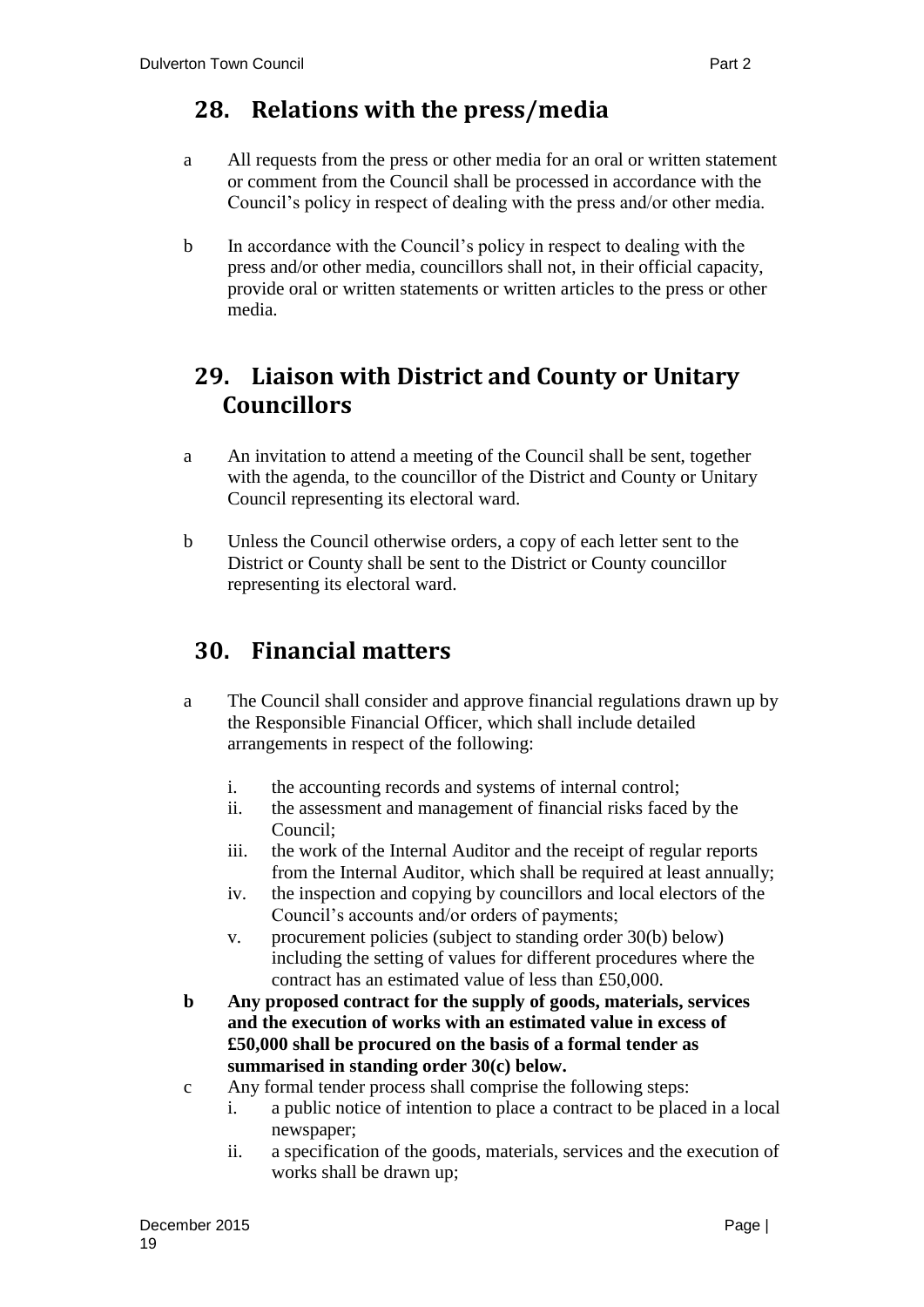## 28. Relations with the press/media

a All requests from the press or other media for an oral or written statement or comment from the Council shall be processed in accordance with the Council's policy in respect of dealing with the press and/or other media.

b In accordance with the Council's policy in respect to dealing with the press and/or other media, councillors shall not, in their official capacity, provide oral or written statements or written articles to the press or other media.

## 29. Liaison with District and County or Unitary Councillors

a An invitation to attend a meeting of the Council shall be sent, together with the agenda, to the councillor of the District and County or Unitary Council representing its electoral ward.

b Unless the Council otherwise orders, a copy of each letter sent to the District or County shall be sent to the District or County councillor representing its electoral ward.

## 30. Financial matters

a The Council shall consider and approve financial regulations drawn up by the Responsible Financial Officer, which shall include detailed arrangements in respect of the following:

   i. the accounting records and systems of internal control;
   ii. the assessment and management of financial risks faced by the Council;
   iii. the work of the Internal Auditor and the receipt of regular reports from the Internal Auditor, which shall be required at least annually;
   iv. the inspection and copying by councillors and local electors of the Council's accounts and/or orders of payments;
   v. procurement policies (subject to standing order 30(b) below) including the setting of values for different procedures where the contract has an estimated value of less than £50,000.

**b Any proposed contract for the supply of goods, materials, services and the execution of works with an estimated value in excess of £50,000 shall be procured on the basis of a formal tender as summarised in standing order 30(c) below.**

c Any formal tender process shall comprise the following steps:

   i. a public notice of intention to place a contract to be placed in a local newspaper;
   ii. a specification of the goods, materials, services and the execution of works shall be drawn up;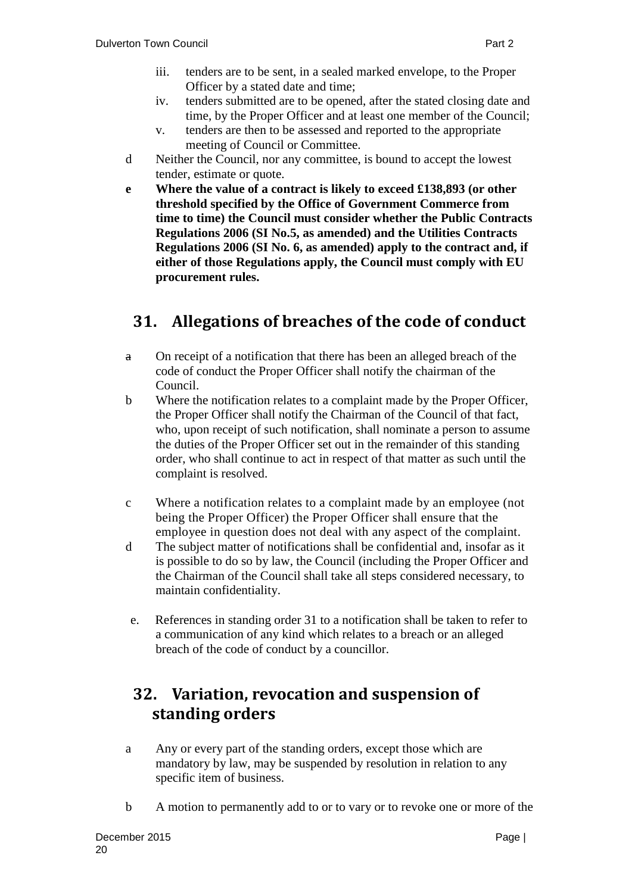iii. tenders are to be sent, in a sealed marked envelope, to the Proper Officer by a stated date and time;

iv. tenders submitted are to be opened, after the stated closing date and time, by the Proper Officer and at least one member of the Council;

v. tenders are then to be assessed and reported to the appropriate meeting of Council or Committee.

d Neither the Council, nor any committee, is bound to accept the lowest tender, estimate or quote.

**e Where the value of a contract is likely to exceed £138,893 (or other threshold specified by the Office of Government Commerce from time to time) the Council must consider whether the Public Contracts Regulations 2006 (SI No.5, as amended) and the Utilities Contracts Regulations 2006 (SI No. 6, as amended) apply to the contract and, if either of those Regulations apply, the Council must comply with EU procurement rules.**

## 31. Allegations of breaches of the code of conduct

a On receipt of a notification that there has been an alleged breach of the code of conduct the Proper Officer shall notify the chairman of the Council.

b Where the notification relates to a complaint made by the Proper Officer, the Proper Officer shall notify the Chairman of the Council of that fact, who, upon receipt of such notification, shall nominate a person to assume the duties of the Proper Officer set out in the remainder of this standing order, who shall continue to act in respect of that matter as such until the complaint is resolved.

c Where a notification relates to a complaint made by an employee (not being the Proper Officer) the Proper Officer shall ensure that the employee in question does not deal with any aspect of the complaint.

d The subject matter of notifications shall be confidential and, insofar as it is possible to do so by law, the Council (including the Proper Officer and the Chairman of the Council shall take all steps considered necessary, to maintain confidentiality.

e. References in standing order 31 to a notification shall be taken to refer to a communication of any kind which relates to a breach or an alleged breach of the code of conduct by a councillor.

## 32. Variation, revocation and suspension of standing orders

a Any or every part of the standing orders, except those which are mandatory by law, may be suspended by resolution in relation to any specific item of business.

b A motion to permanently add to or to vary or to revoke one or more of the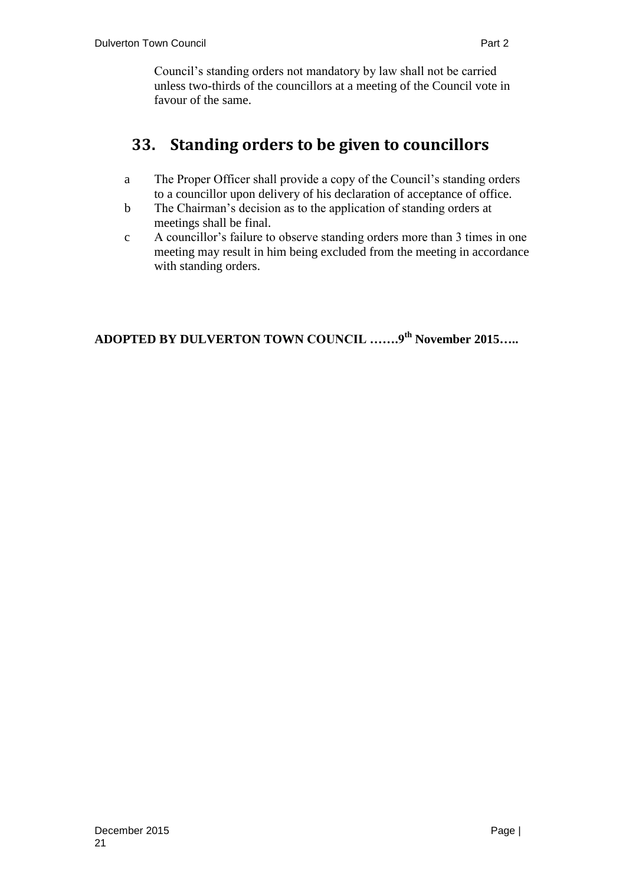Council's standing orders not mandatory by law shall not be carried unless two-thirds of the councillors at a meeting of the Council vote in favour of the same.

## 33. Standing orders to be given to councillors

a The Proper Officer shall provide a copy of the Council's standing orders to a councillor upon delivery of his declaration of acceptance of office.

b The Chairman's decision as to the application of standing orders at meetings shall be final.

c A councillor's failure to observe standing orders more than 3 times in one meeting may result in him being excluded from the meeting in accordance with standing orders.

**ADOPTED BY DULVERTON TOWN COUNCIL …….9th November 2015…..**